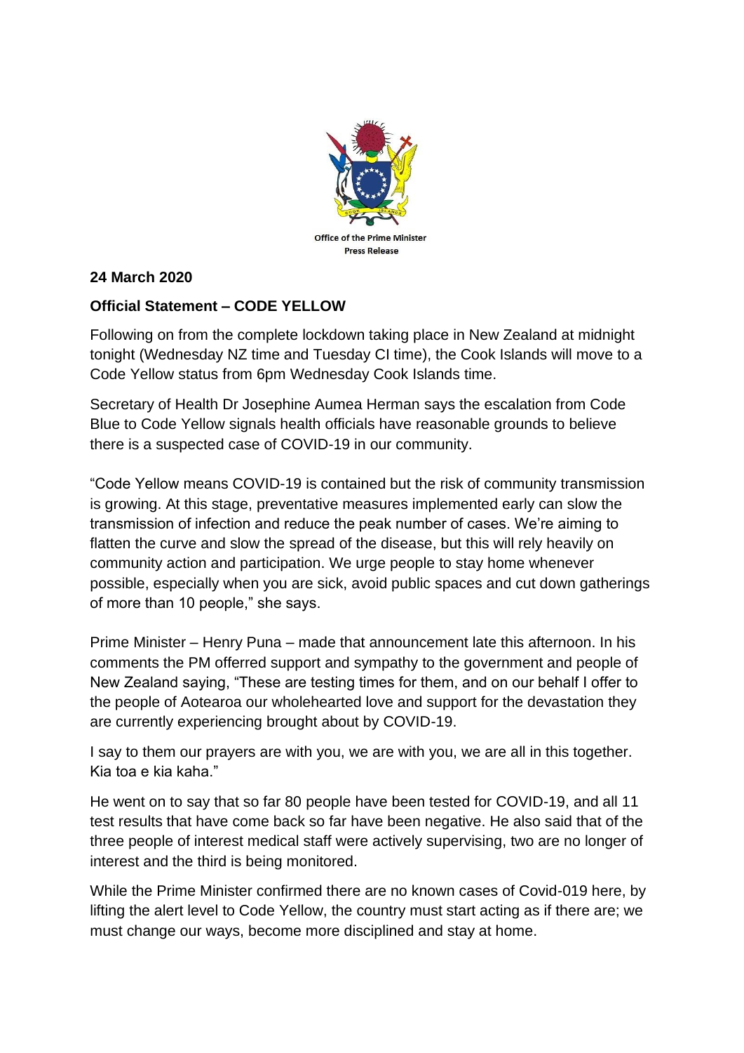Office of the Prime Minister
Press Release

**24 March 2020**

**Official Statement – CODE YELLOW**

Following on from the complete lockdown taking place in New Zealand at midnight tonight (Wednesday NZ time and Tuesday CI time), the Cook Islands will move to a Code Yellow status from 6pm Wednesday Cook Islands time.

Secretary of Health Dr Josephine Aumea Herman says the escalation from Code Blue to Code Yellow signals health officials have reasonable grounds to believe there is a suspected case of COVID-19 in our community.

"Code Yellow means COVID-19 is contained but the risk of community transmission is growing. At this stage, preventative measures implemented early can slow the transmission of infection and reduce the peak number of cases. We're aiming to flatten the curve and slow the spread of the disease, but this will rely heavily on community action and participation. We urge people to stay home whenever possible, especially when you are sick, avoid public spaces and cut down gatherings of more than 10 people," she says.

Prime Minister – Henry Puna – made that announcement late this afternoon. In his comments the PM offerred support and sympathy to the government and people of New Zealand saying, "These are testing times for them, and on our behalf I offer to the people of Aotearoa our wholehearted love and support for the devastation they are currently experiencing brought about by COVID-19.

I say to them our prayers are with you, we are with you, we are all in this together. Kia toa e kia kaha."

He went on to say that so far 80 people have been tested for COVID-19, and all 11 test results that have come back so far have been negative. He also said that of the three people of interest medical staff were actively supervising, two are no longer of interest and the third is being monitored.

While the Prime Minister confirmed there are no known cases of Covid-019 here, by lifting the alert level to Code Yellow, the country must start acting as if there are; we must change our ways, become more disciplined and stay at home.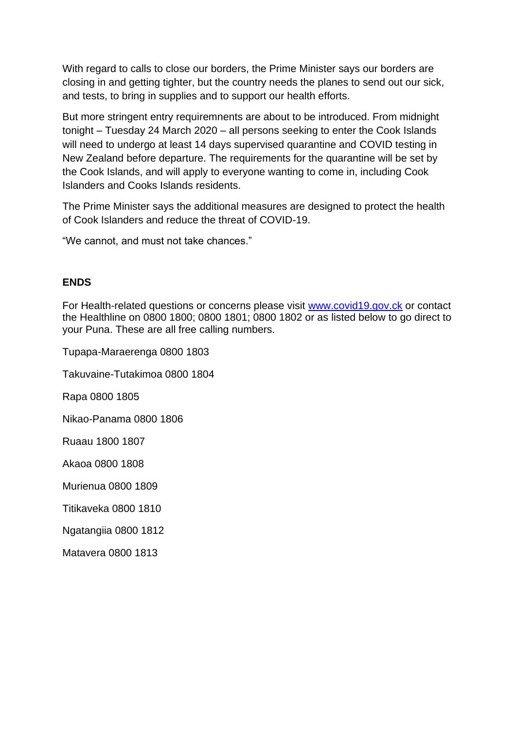With regard to calls to close our borders, the Prime Minister says our borders are closing in and getting tighter, but the country needs the planes to send out our sick, and tests, to bring in supplies and to support our health efforts.

But more stringent entry requiremnents are about to be introduced. From midnight tonight – Tuesday 24 March 2020 – all persons seeking to enter the Cook Islands will need to undergo at least 14 days supervised quarantine and COVID testing in New Zealand before departure. The requirements for the quarantine will be set by the Cook Islands, and will apply to everyone wanting to come in, including Cook Islanders and Cooks Islands residents.

The Prime Minister says the additional measures are designed to protect the health of Cook Islanders and reduce the threat of COVID-19.

"We cannot, and must not take chances."

**ENDS**

For Health-related questions or concerns please visit [www.covid19.gov.ck](www.covid19.gov.ck) or contact the Healthline on 0800 1800; 0800 1801; 0800 1802 or as listed below to go direct to your Puna. These are all free calling numbers.

Tupapa-Maraerenga 0800 1803

Takuvaine-Tutakimoa 0800 1804

Rapa 0800 1805

Nikao-Panama 0800 1806

Ruaau 1800 1807

Akaoa 0800 1808

Murienua 0800 1809

Titikaveka 0800 1810

Ngatangiia 0800 1812

Matavera 0800 1813